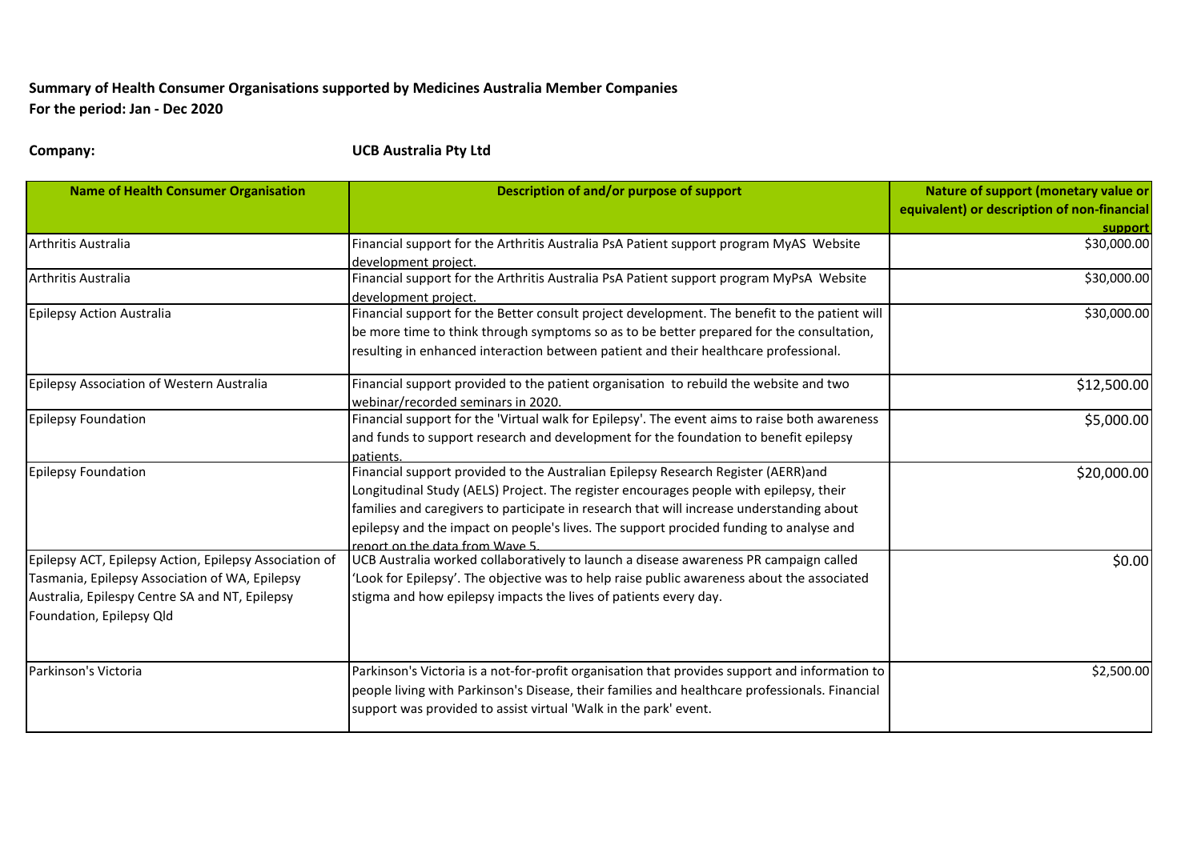**Summary of Health Consumer Organisations supported by Medicines Australia Member Companies**
**For the period: Jan - Dec 2020**

**Company:** **UCB Australia Pty Ltd**

| Name of Health Consumer Organisation | Description of and/or purpose of support | Nature of support (monetary value or equivalent) or description of non-financial support |
|---|---|---|
| Arthritis Australia | Financial support for the Arthritis Australia PsA Patient support program MyAS Website development project. | $30,000.00 |
| Arthritis Australia | Financial support for the Arthritis Australia PsA Patient support program MyPsA Website development project. | $30,000.00 |
| Epilepsy Action Australia | Financial support for the Better consult project development. The benefit to the patient will be more time to think through symptoms so as to be better prepared for the consultation, resulting in enhanced interaction between patient and their healthcare professional. | $30,000.00 |
| Epilepsy Association of Western Australia | Financial support provided to the patient organisation to rebuild the website and two webinar/recorded seminars in 2020. | $12,500.00 |
| Epilepsy Foundation | Financial support for the 'Virtual walk for Epilepsy'. The event aims to raise both awareness and funds to support research and development for the foundation to benefit epilepsy patients. | $5,000.00 |
| Epilepsy Foundation | Financial support provided to the Australian Epilepsy Research Register (AERR)and Longitudinal Study (AELS) Project. The register encourages people with epilepsy, their families and caregivers to participate in research that will increase understanding about epilepsy and the impact on people's lives. The support procided funding to analyse and report on the data from Wave 5. | $20,000.00 |
| Epilepsy ACT, Epilepsy Action, Epilepsy Association of Tasmania, Epilepsy Association of WA, Epilepsy Australia, Epilepsy Centre SA and NT, Epilepsy Foundation, Epilepsy Qld | UCB Australia worked collaboratively to launch a disease awareness PR campaign called 'Look for Epilepsy'. The objective was to help raise public awareness about the associated stigma and how epilepsy impacts the lives of patients every day. | $0.00 |
| Parkinson's Victoria | Parkinson's Victoria is a not-for-profit organisation that provides support and information to people living with Parkinson's Disease, their families and healthcare professionals. Financial support was provided to assist virtual 'Walk in the park' event. | $2,500.00 |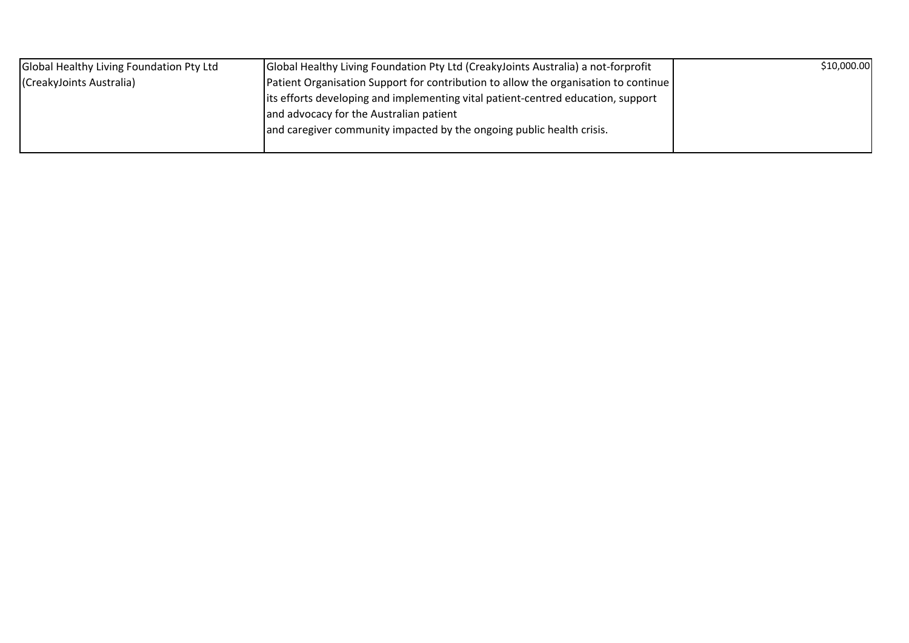| | | |
|---|---|---|
| Global Healthy Living Foundation Pty Ltd (CreakyJoints Australia) | Global Healthy Living Foundation Pty Ltd (CreakyJoints Australia) a not-forprofit Patient Organisation Support for contribution to allow the organisation to continue its efforts developing and implementing vital patient-centred education, support and advocacy for the Australian patient and caregiver community impacted by the ongoing public health crisis. | $10,000.00 |